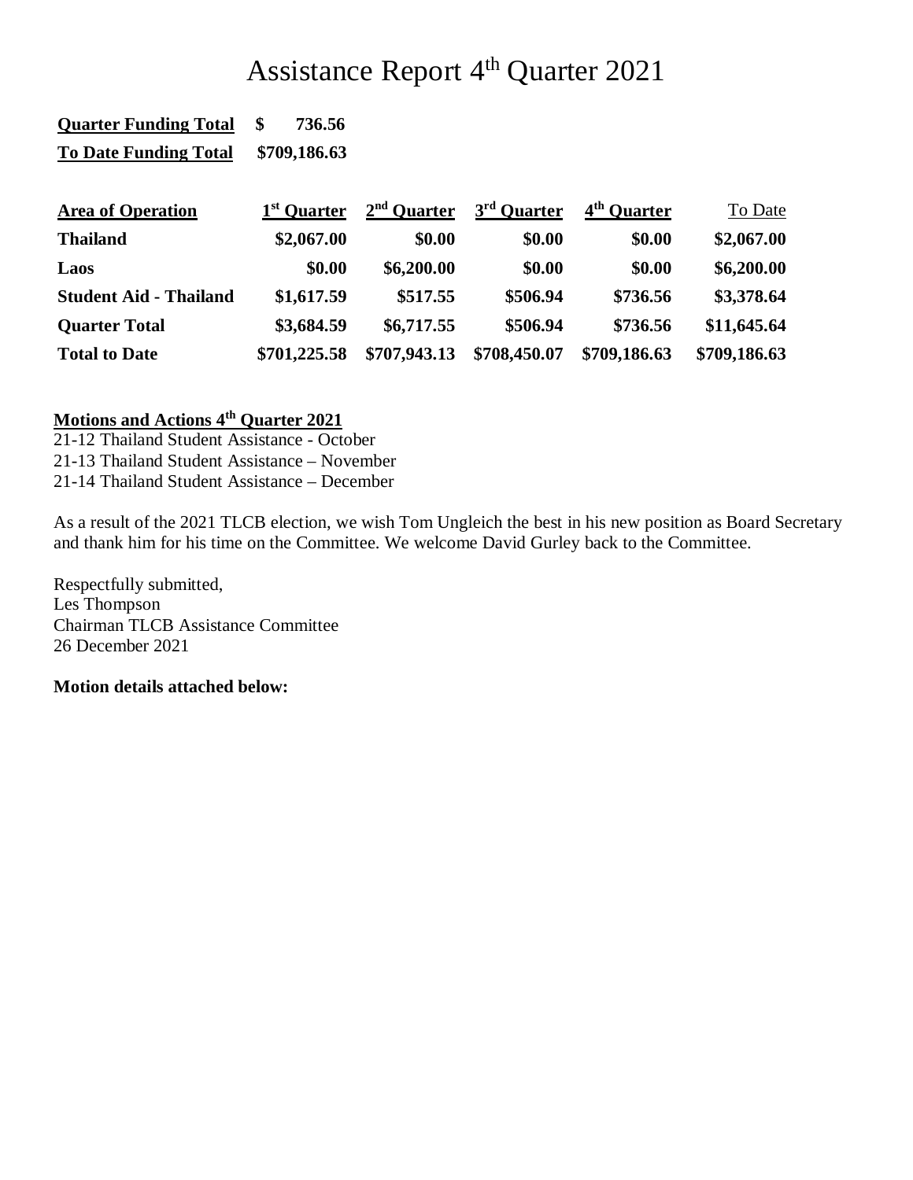# Assistance Report 4th Quarter 2021

**Quarter Funding Total** **$ 736.56**

**To Date Funding Total** **$709,186.63**

| Area of Operation | 1st Quarter | 2nd Quarter | 3rd Quarter | 4th Quarter | To Date |
|---|---|---|---|---|---|
| **Thailand** | **$2,067.00** | **$0.00** | **$0.00** | **$0.00** | **$2,067.00** |
| **Laos** | **$0.00** | **$6,200.00** | **$0.00** | **$0.00** | **$6,200.00** |
| **Student Aid - Thailand** | **$1,617.59** | **$517.55** | **$506.94** | **$736.56** | **$3,378.64** |
| **Quarter Total** | **$3,684.59** | **$6,717.55** | **$506.94** | **$736.56** | **$11,645.64** |
| **Total to Date** | **$701,225.58** | **$707,943.13** | **$708,450.07** | **$709,186.63** | **$709,186.63** |

**Motions and Actions 4th Quarter 2021**

21-12 Thailand Student Assistance - October
21-13 Thailand Student Assistance – November
21-14 Thailand Student Assistance – December

As a result of the 2021 TLCB election, we wish Tom Ungleich the best in his new position as Board Secretary and thank him for his time on the Committee. We welcome David Gurley back to the Committee.

Respectfully submitted,
Les Thompson
Chairman TLCB Assistance Committee
26 December 2021

**Motion details attached below:**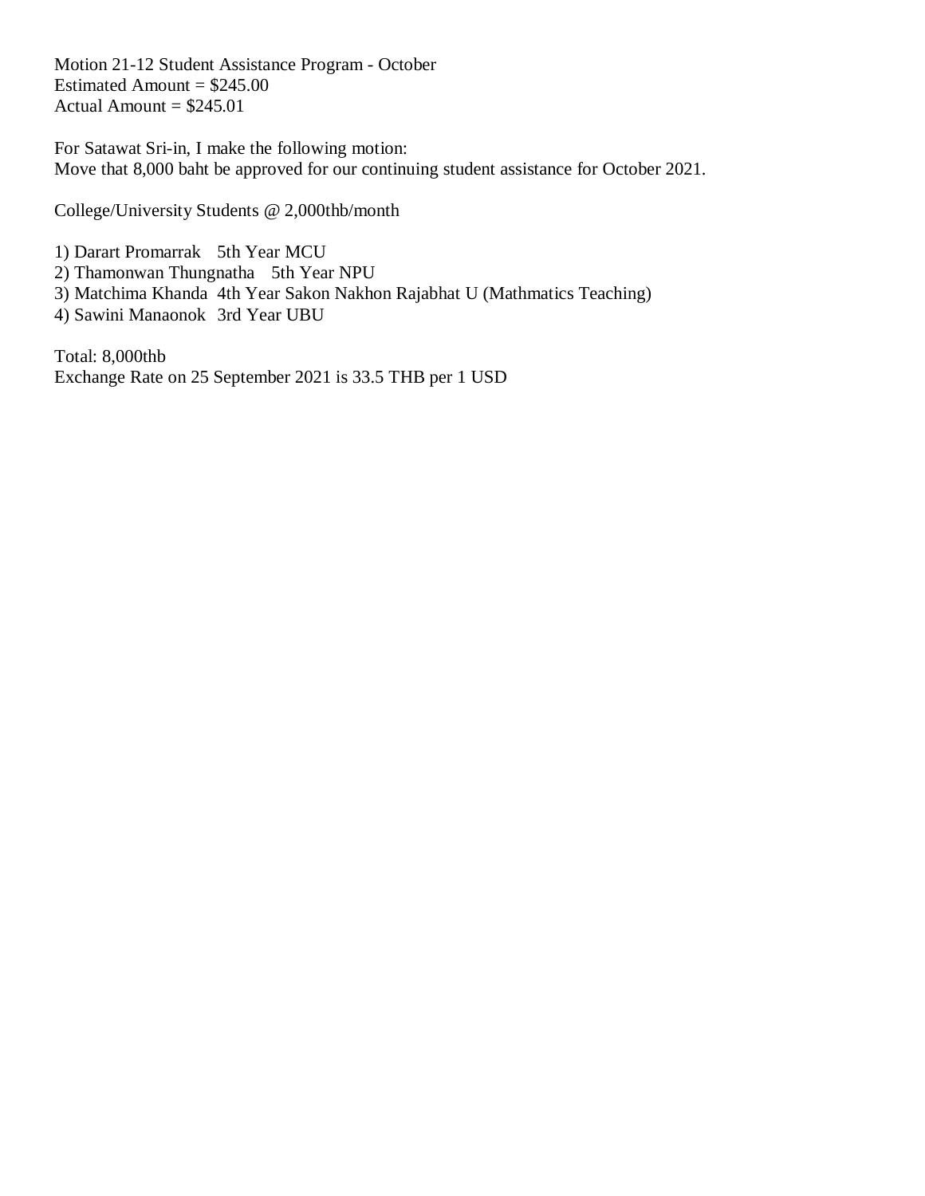Motion 21-12 Student Assistance Program - October
Estimated Amount = $245.00
Actual Amount = $245.01

For Satawat Sri-in, I make the following motion:
Move that 8,000 baht be approved for our continuing student assistance for October 2021.

College/University Students @ 2,000thb/month

1) Darart Promarrak 5th Year MCU
2) Thamonwan Thungnatha 5th Year NPU
3) Matchima Khanda 4th Year Sakon Nakhon Rajabhat U (Mathmatics Teaching)
4) Sawini Manaonok 3rd Year UBU

Total: 8,000thb
Exchange Rate on 25 September 2021 is 33.5 THB per 1 USD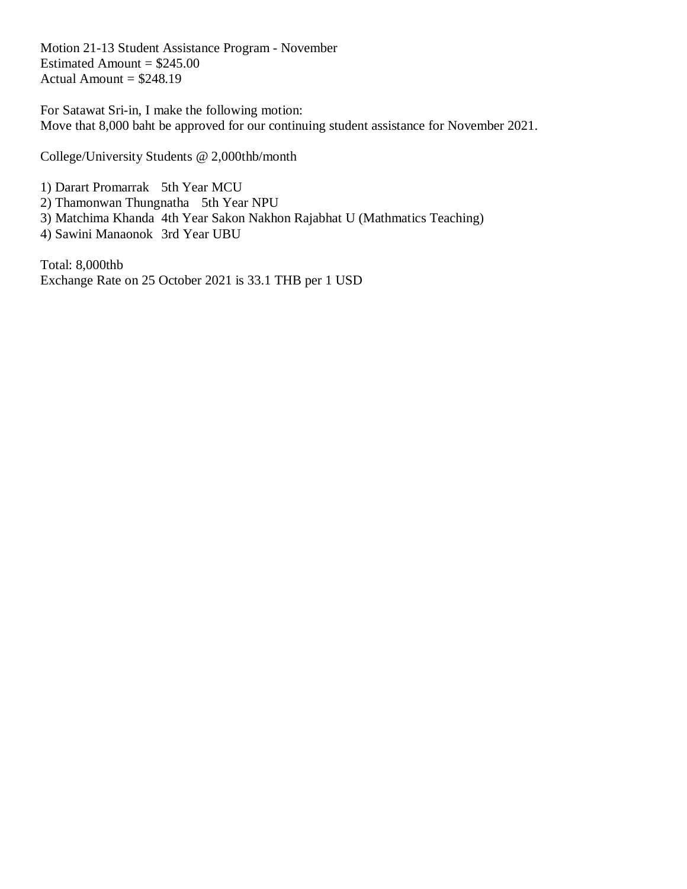Motion 21-13 Student Assistance Program - November
Estimated Amount = $245.00
Actual Amount = $248.19

For Satawat Sri-in, I make the following motion:
Move that 8,000 baht be approved for our continuing student assistance for November 2021.

College/University Students @ 2,000thb/month

1) Darart Promarrak 5th Year MCU
2) Thamonwan Thungnatha 5th Year NPU
3) Matchima Khanda 4th Year Sakon Nakhon Rajabhat U (Mathmatics Teaching)
4) Sawini Manaonok 3rd Year UBU

Total: 8,000thb
Exchange Rate on 25 October 2021 is 33.1 THB per 1 USD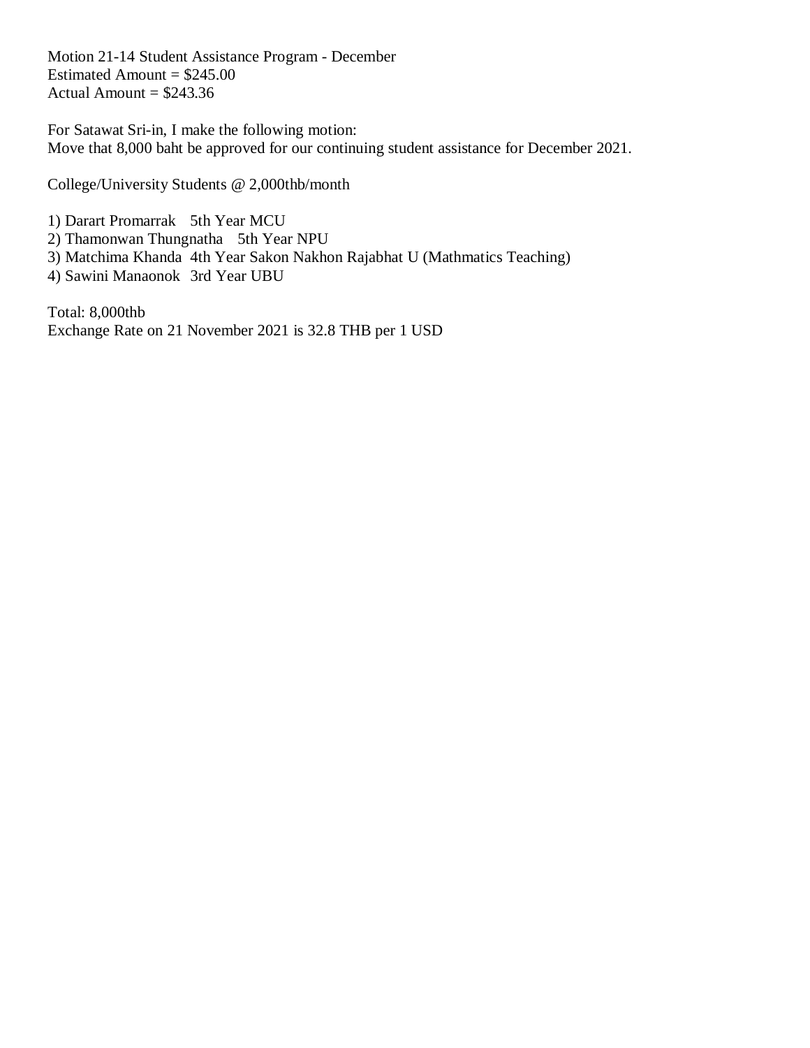Motion 21-14 Student Assistance Program - December
Estimated Amount = $245.00
Actual Amount = $243.36

For Satawat Sri-in, I make the following motion:
Move that 8,000 baht be approved for our continuing student assistance for December 2021.

College/University Students @ 2,000thb/month

1) Darart Promarrak   5th Year MCU
2) Thamonwan Thungnatha   5th Year NPU
3) Matchima Khanda  4th Year Sakon Nakhon Rajabhat U (Mathmatics Teaching)
4) Sawini Manaonok  3rd Year UBU

Total: 8,000thb
Exchange Rate on 21 November 2021 is 32.8 THB per 1 USD